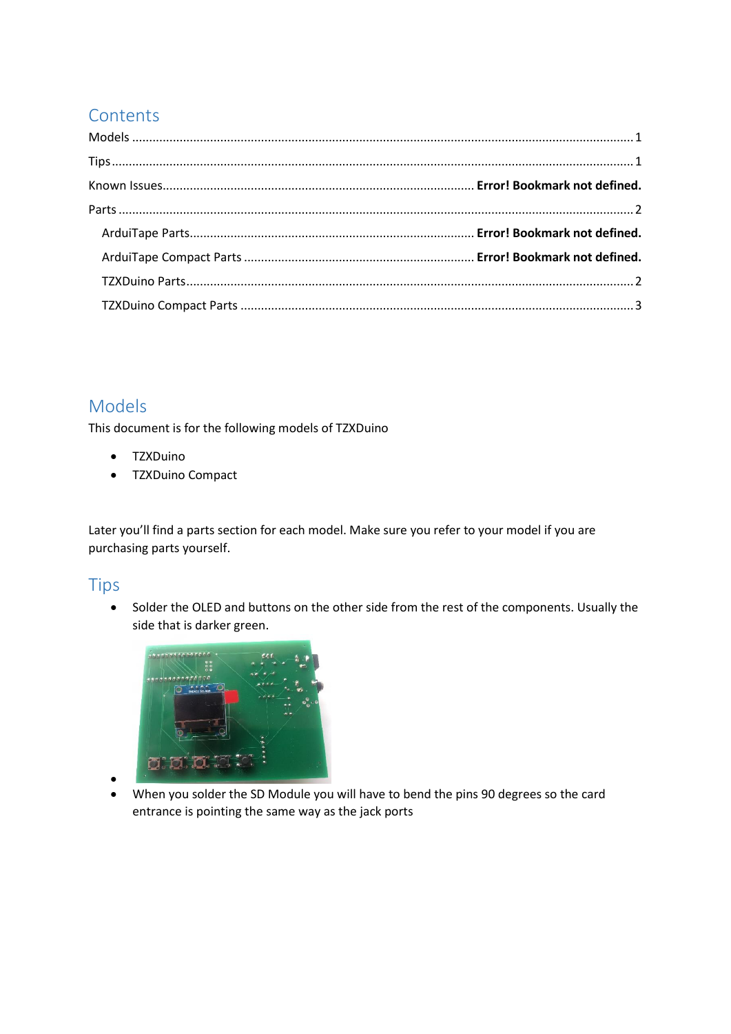# Contents

Models ........................................................................................................................................ 1

Tips .............................................................................................................................................. 1

Known Issues.......................................................................................... **Error! Bookmark not defined.**

Parts ............................................................................................................................................ 2

ArduiTape Parts.................................................................................... **Error! Bookmark not defined.**

ArduiTape Compact Parts .................................................................... **Error! Bookmark not defined.**

TZXDuino Parts.............................................................................................................................. 2

TZXDuino Compact Parts ............................................................................................................... 3

# Models

This document is for the following models of TZXDuino

- TZXDuino
- TZXDuino Compact

Later you'll find a parts section for each model. Make sure you refer to your model if you are purchasing parts yourself.

# Tips

- Solder the OLED and buttons on the other side from the rest of the components. Usually the side that is darker green.
- 
- When you solder the SD Module you will have to bend the pins 90 degrees so the card entrance is pointing the same way as the jack ports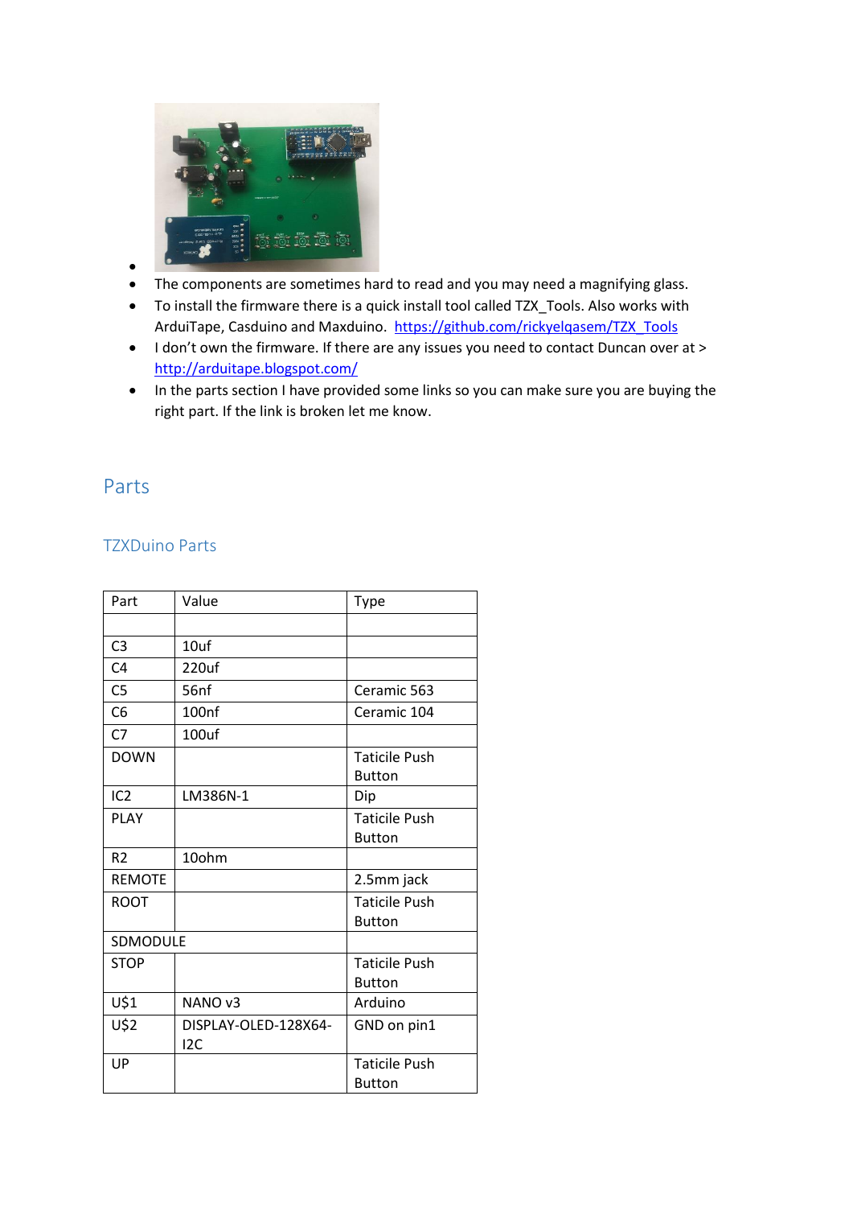- 
- The components are sometimes hard to read and you may need a magnifying glass.
- To install the firmware there is a quick install tool called TZX_Tools. Also works with ArduiTape, Casduino and Maxduino. https://github.com/rickyelqasem/TZX_Tools
- I don't own the firmware. If there are any issues you need to contact Duncan over at > http://arduitape.blogspot.com/
- In the parts section I have provided some links so you can make sure you are buying the right part. If the link is broken let me know.

# Parts

## TZXDuino Parts

| Part | Value | Type |
|---|---|---|
| | | |
| C3 | 10uf | |
| C4 | 220uf | |
| C5 | 56nf | Ceramic 563 |
| C6 | 100nf | Ceramic 104 |
| C7 | 100uf | |
| DOWN | | Taticile Push Button |
| IC2 | LM386N-1 | Dip |
| PLAY | | Taticile Push Button |
| R2 | 10ohm | |
| REMOTE | | 2.5mm jack |
| ROOT | | Taticile Push Button |
| SDMODULE | | |
| STOP | | Taticile Push Button |
| U$1 | NANO v3 | Arduino |
| U$2 | DISPLAY-OLED-128X64-I2C | GND on pin1 |
| UP | | Taticile Push Button |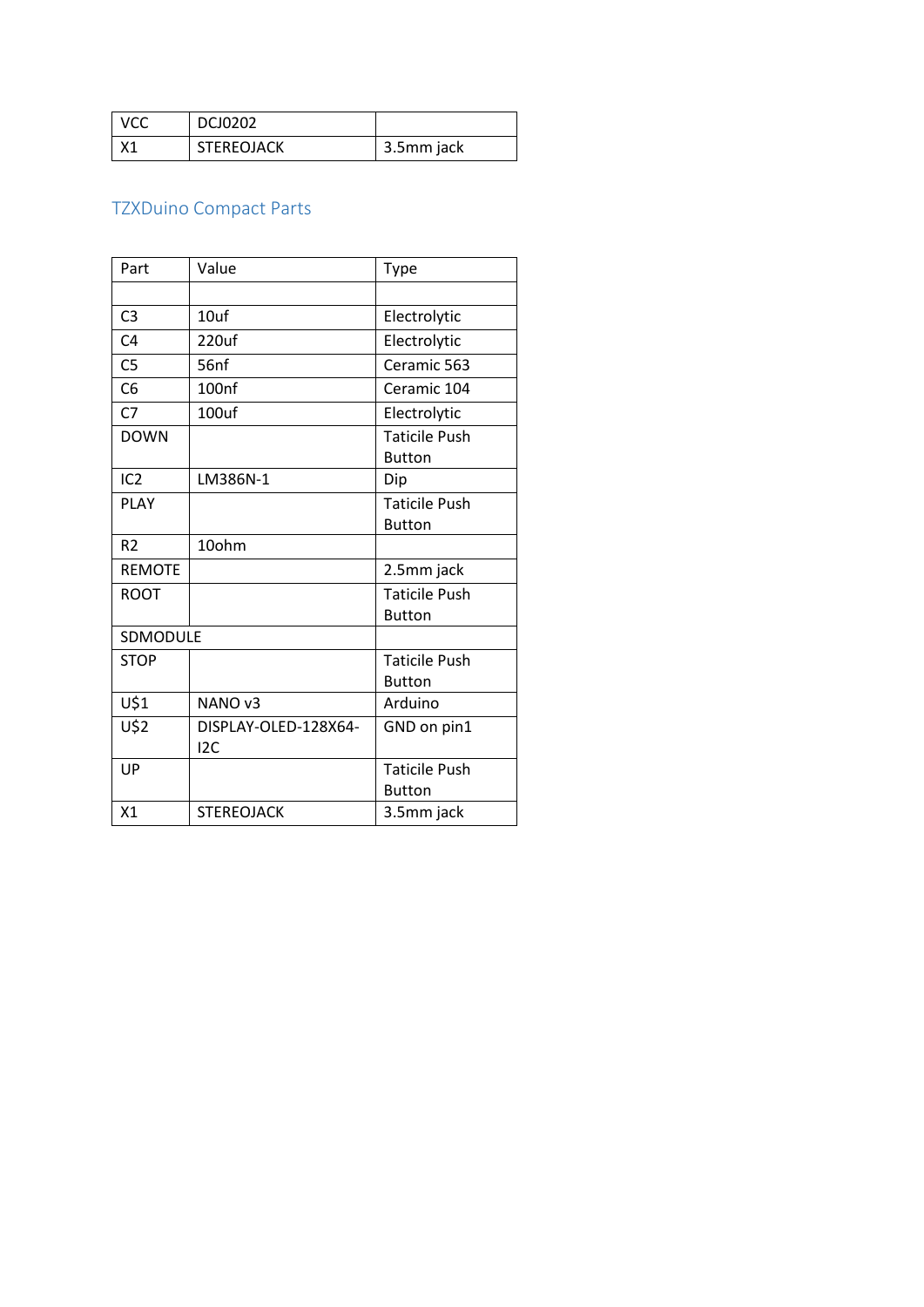| | | |
|---|---|---|
| VCC | DCJ0202 | |
| X1 | STEREOJACK | 3.5mm jack |

## TZXDuino Compact Parts

| Part | Value | Type |
|---|---|---|
| | | |
| C3 | 10uf | Electrolytic |
| C4 | 220uf | Electrolytic |
| C5 | 56nf | Ceramic 563 |
| C6 | 100nf | Ceramic 104 |
| C7 | 100uf | Electrolytic |
| DOWN | | Taticile Push Button |
| IC2 | LM386N-1 | Dip |
| PLAY | | Taticile Push Button |
| R2 | 10ohm | |
| REMOTE | | 2.5mm jack |
| ROOT | | Taticile Push Button |
| SDMODULE | | |
| STOP | | Taticile Push Button |
| U$1 | NANO v3 | Arduino |
| U$2 | DISPLAY-OLED-128X64-I2C | GND on pin1 |
| UP | | Taticile Push Button |
| X1 | STEREOJACK | 3.5mm jack |